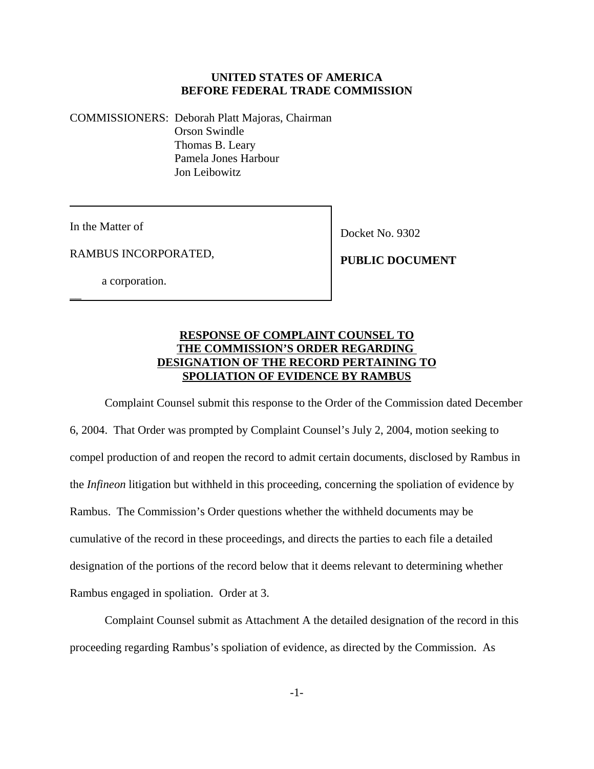**UNITED STATES OF AMERICA**
**BEFORE FEDERAL TRADE COMMISSION**

COMMISSIONERS: Deborah Platt Majoras, Chairman
Orson Swindle
Thomas B. Leary
Pamela Jones Harbour
Jon Leibowitz

| | |
|---|---|
| In the Matter of<br><br>RAMBUS INCORPORATED,<br><br>a corporation. | Docket No. 9302<br><br>**PUBLIC DOCUMENT** |

**RESPONSE OF COMPLAINT COUNSEL TO THE COMMISSION'S ORDER REGARDING DESIGNATION OF THE RECORD PERTAINING TO SPOLIATION OF EVIDENCE BY RAMBUS**

Complaint Counsel submit this response to the Order of the Commission dated December 6, 2004. That Order was prompted by Complaint Counsel's July 2, 2004, motion seeking to compel production of and reopen the record to admit certain documents, disclosed by Rambus in the *Infineon* litigation but withheld in this proceeding, concerning the spoliation of evidence by Rambus. The Commission's Order questions whether the withheld documents may be cumulative of the record in these proceedings, and directs the parties to each file a detailed designation of the portions of the record below that it deems relevant to determining whether Rambus engaged in spoliation. Order at 3.

Complaint Counsel submit as Attachment A the detailed designation of the record in this proceeding regarding Rambus's spoliation of evidence, as directed by the Commission. As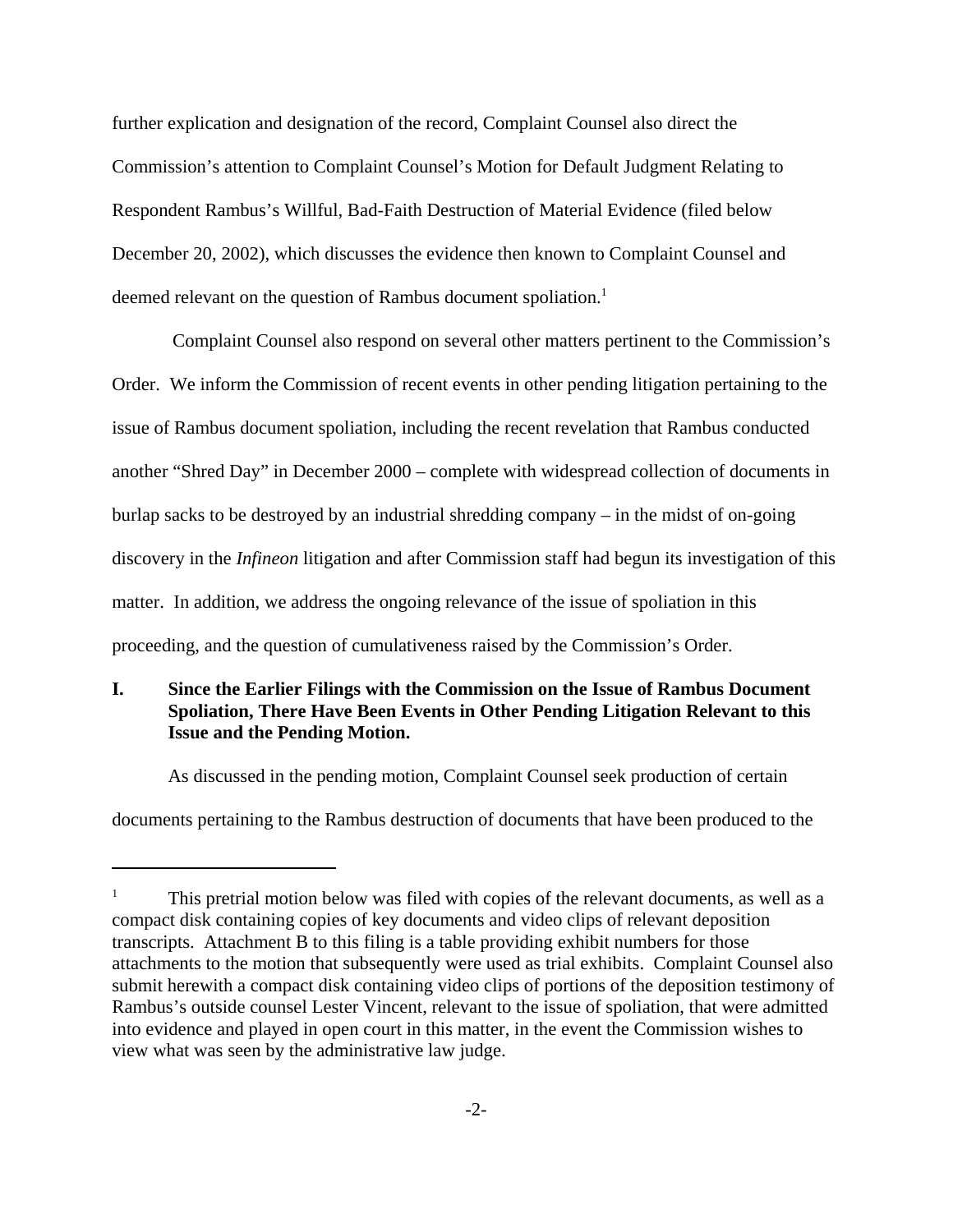further explication and designation of the record, Complaint Counsel also direct the Commission's attention to Complaint Counsel's Motion for Default Judgment Relating to Respondent Rambus's Willful, Bad-Faith Destruction of Material Evidence (filed below December 20, 2002), which discusses the evidence then known to Complaint Counsel and deemed relevant on the question of Rambus document spoliation.[1]

Complaint Counsel also respond on several other matters pertinent to the Commission's Order. We inform the Commission of recent events in other pending litigation pertaining to the issue of Rambus document spoliation, including the recent revelation that Rambus conducted another "Shred Day" in December 2000 – complete with widespread collection of documents in burlap sacks to be destroyed by an industrial shredding company – in the midst of on-going discovery in the *Infineon* litigation and after Commission staff had begun its investigation of this matter. In addition, we address the ongoing relevance of the issue of spoliation in this proceeding, and the question of cumulativeness raised by the Commission's Order.

## I. Since the Earlier Filings with the Commission on the Issue of Rambus Document Spoliation, There Have Been Events in Other Pending Litigation Relevant to this Issue and the Pending Motion.

As discussed in the pending motion, Complaint Counsel seek production of certain documents pertaining to the Rambus destruction of documents that have been produced to the

---

[1] This pretrial motion below was filed with copies of the relevant documents, as well as a compact disk containing copies of key documents and video clips of relevant deposition transcripts. Attachment B to this filing is a table providing exhibit numbers for those attachments to the motion that subsequently were used as trial exhibits. Complaint Counsel also submit herewith a compact disk containing video clips of portions of the deposition testimony of Rambus's outside counsel Lester Vincent, relevant to the issue of spoliation, that were admitted into evidence and played in open court in this matter, in the event the Commission wishes to view what was seen by the administrative law judge.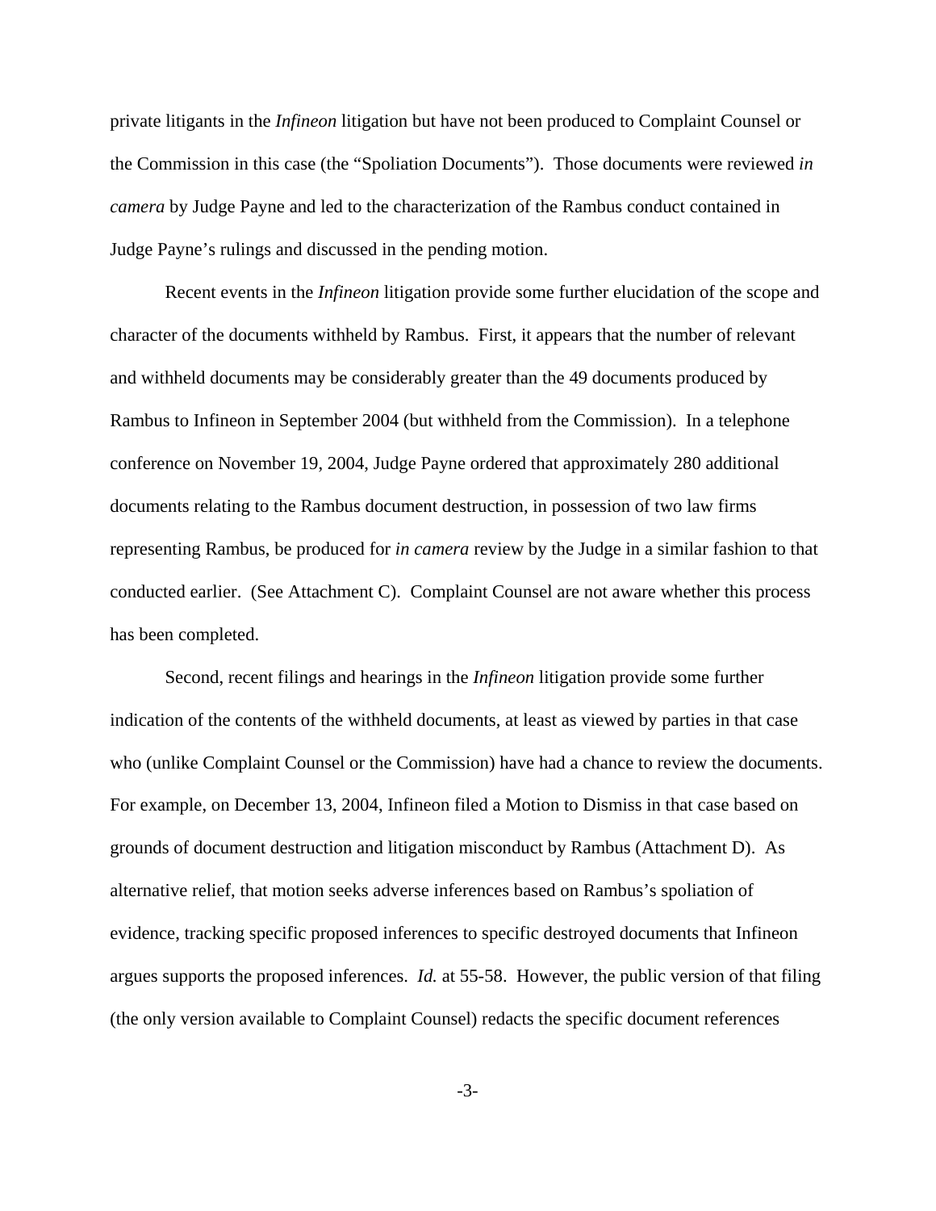private litigants in the *Infineon* litigation but have not been produced to Complaint Counsel or the Commission in this case (the "Spoliation Documents"). Those documents were reviewed *in camera* by Judge Payne and led to the characterization of the Rambus conduct contained in Judge Payne's rulings and discussed in the pending motion.

Recent events in the *Infineon* litigation provide some further elucidation of the scope and character of the documents withheld by Rambus. First, it appears that the number of relevant and withheld documents may be considerably greater than the 49 documents produced by Rambus to Infineon in September 2004 (but withheld from the Commission). In a telephone conference on November 19, 2004, Judge Payne ordered that approximately 280 additional documents relating to the Rambus document destruction, in possession of two law firms representing Rambus, be produced for *in camera* review by the Judge in a similar fashion to that conducted earlier. (See Attachment C). Complaint Counsel are not aware whether this process has been completed.

Second, recent filings and hearings in the *Infineon* litigation provide some further indication of the contents of the withheld documents, at least as viewed by parties in that case who (unlike Complaint Counsel or the Commission) have had a chance to review the documents. For example, on December 13, 2004, Infineon filed a Motion to Dismiss in that case based on grounds of document destruction and litigation misconduct by Rambus (Attachment D). As alternative relief, that motion seeks adverse inferences based on Rambus's spoliation of evidence, tracking specific proposed inferences to specific destroyed documents that Infineon argues supports the proposed inferences. *Id.* at 55-58. However, the public version of that filing (the only version available to Complaint Counsel) redacts the specific document references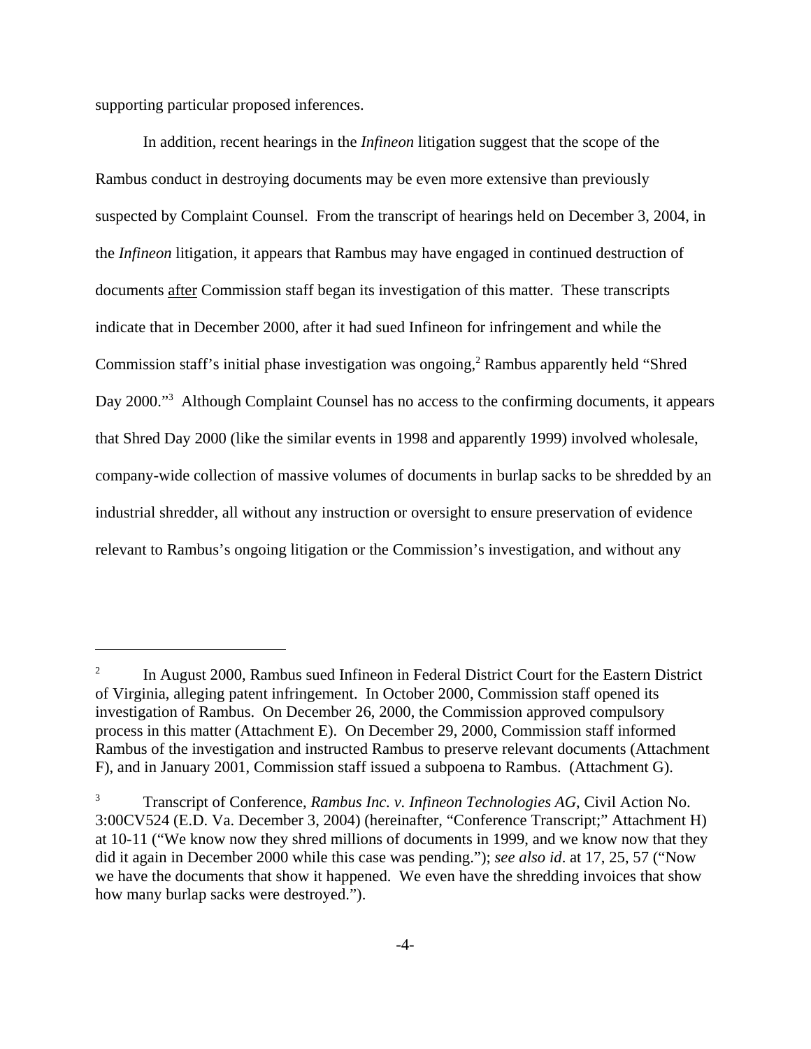supporting particular proposed inferences.

In addition, recent hearings in the *Infineon* litigation suggest that the scope of the Rambus conduct in destroying documents may be even more extensive than previously suspected by Complaint Counsel. From the transcript of hearings held on December 3, 2004, in the *Infineon* litigation, it appears that Rambus may have engaged in continued destruction of documents after Commission staff began its investigation of this matter. These transcripts indicate that in December 2000, after it had sued Infineon for infringement and while the Commission staff's initial phase investigation was ongoing,[2] Rambus apparently held "Shred Day 2000."[3] Although Complaint Counsel has no access to the confirming documents, it appears that Shred Day 2000 (like the similar events in 1998 and apparently 1999) involved wholesale, company-wide collection of massive volumes of documents in burlap sacks to be shredded by an industrial shredder, all without any instruction or oversight to ensure preservation of evidence relevant to Rambus's ongoing litigation or the Commission's investigation, and without any

---

[2] In August 2000, Rambus sued Infineon in Federal District Court for the Eastern District of Virginia, alleging patent infringement. In October 2000, Commission staff opened its investigation of Rambus. On December 26, 2000, the Commission approved compulsory process in this matter (Attachment E). On December 29, 2000, Commission staff informed Rambus of the investigation and instructed Rambus to preserve relevant documents (Attachment F), and in January 2001, Commission staff issued a subpoena to Rambus. (Attachment G).

[3] Transcript of Conference, *Rambus Inc. v. Infineon Technologies AG*, Civil Action No. 3:00CV524 (E.D. Va. December 3, 2004) (hereinafter, "Conference Transcript;" Attachment H) at 10-11 ("We know now they shred millions of documents in 1999, and we know now that they did it again in December 2000 while this case was pending."); *see also id*. at 17, 25, 57 ("Now we have the documents that show it happened. We even have the shredding invoices that show how many burlap sacks were destroyed.").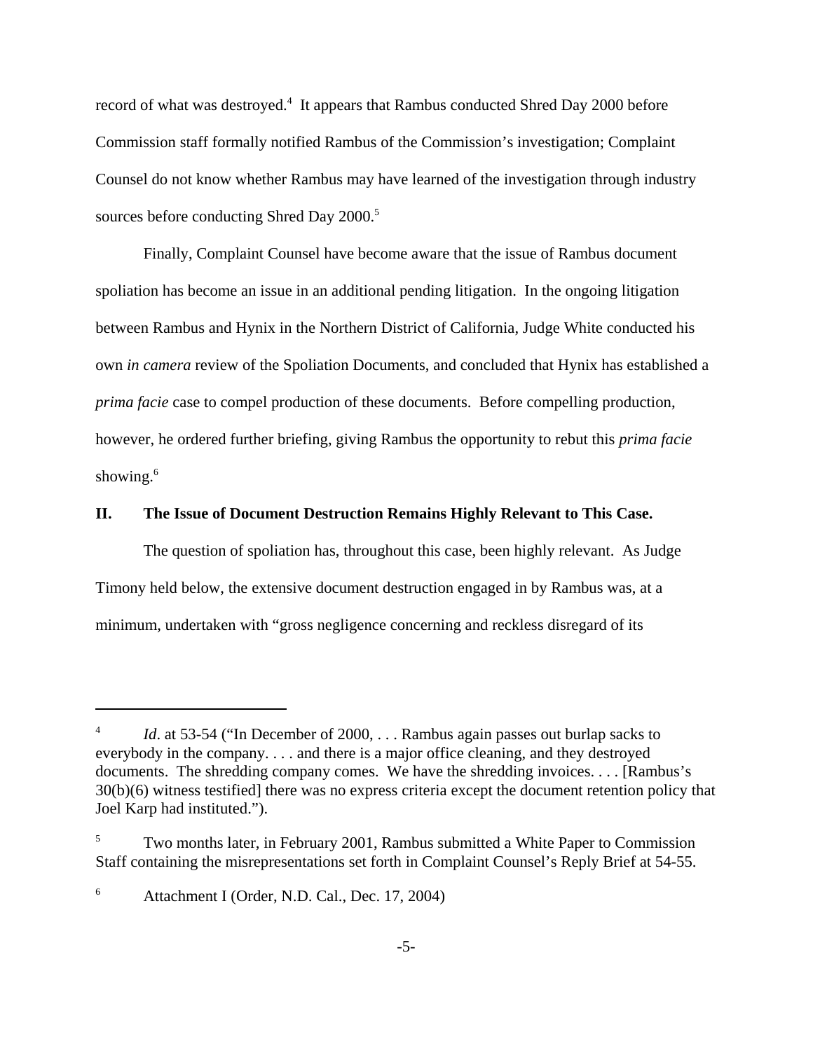record of what was destroyed.[4] It appears that Rambus conducted Shred Day 2000 before Commission staff formally notified Rambus of the Commission's investigation; Complaint Counsel do not know whether Rambus may have learned of the investigation through industry sources before conducting Shred Day 2000.[5]

Finally, Complaint Counsel have become aware that the issue of Rambus document spoliation has become an issue in an additional pending litigation. In the ongoing litigation between Rambus and Hynix in the Northern District of California, Judge White conducted his own *in camera* review of the Spoliation Documents, and concluded that Hynix has established a *prima facie* case to compel production of these documents. Before compelling production, however, he ordered further briefing, giving Rambus the opportunity to rebut this *prima facie* showing.[6]

## II. The Issue of Document Destruction Remains Highly Relevant to This Case.

The question of spoliation has, throughout this case, been highly relevant. As Judge Timony held below, the extensive document destruction engaged in by Rambus was, at a minimum, undertaken with "gross negligence concerning and reckless disregard of its

---

[4] *Id*. at 53-54 ("In December of 2000, . . . Rambus again passes out burlap sacks to everybody in the company. . . . and there is a major office cleaning, and they destroyed documents. The shredding company comes. We have the shredding invoices. . . . [Rambus's 30(b)(6) witness testified] there was no express criteria except the document retention policy that Joel Karp had instituted.").

[5] Two months later, in February 2001, Rambus submitted a White Paper to Commission Staff containing the misrepresentations set forth in Complaint Counsel's Reply Brief at 54-55.

[6] Attachment I (Order, N.D. Cal., Dec. 17, 2004)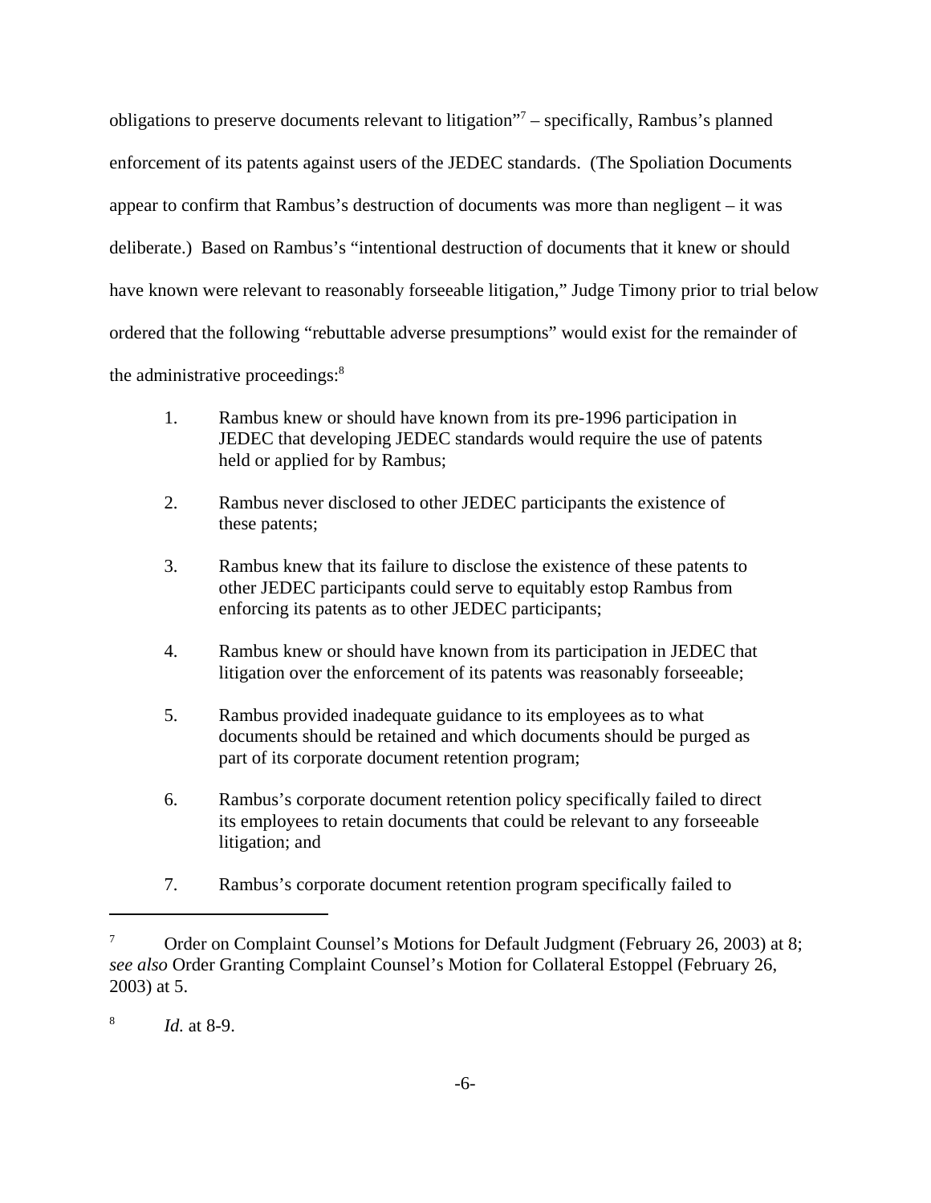obligations to preserve documents relevant to litigation"[7] – specifically, Rambus's planned enforcement of its patents against users of the JEDEC standards. (The Spoliation Documents appear to confirm that Rambus's destruction of documents was more than negligent – it was deliberate.) Based on Rambus's "intentional destruction of documents that it knew or should have known were relevant to reasonably forseeable litigation," Judge Timony prior to trial below ordered that the following "rebuttable adverse presumptions" would exist for the remainder of the administrative proceedings:[8]

1. Rambus knew or should have known from its pre-1996 participation in JEDEC that developing JEDEC standards would require the use of patents held or applied for by Rambus;

2. Rambus never disclosed to other JEDEC participants the existence of these patents;

3. Rambus knew that its failure to disclose the existence of these patents to other JEDEC participants could serve to equitably estop Rambus from enforcing its patents as to other JEDEC participants;

4. Rambus knew or should have known from its participation in JEDEC that litigation over the enforcement of its patents was reasonably forseeable;

5. Rambus provided inadequate guidance to its employees as to what documents should be retained and which documents should be purged as part of its corporate document retention program;

6. Rambus's corporate document retention policy specifically failed to direct its employees to retain documents that could be relevant to any forseeable litigation; and

7. Rambus's corporate document retention program specifically failed to

---

[7] Order on Complaint Counsel's Motions for Default Judgment (February 26, 2003) at 8; *see also* Order Granting Complaint Counsel's Motion for Collateral Estoppel (February 26, 2003) at 5.

[8] *Id.* at 8-9.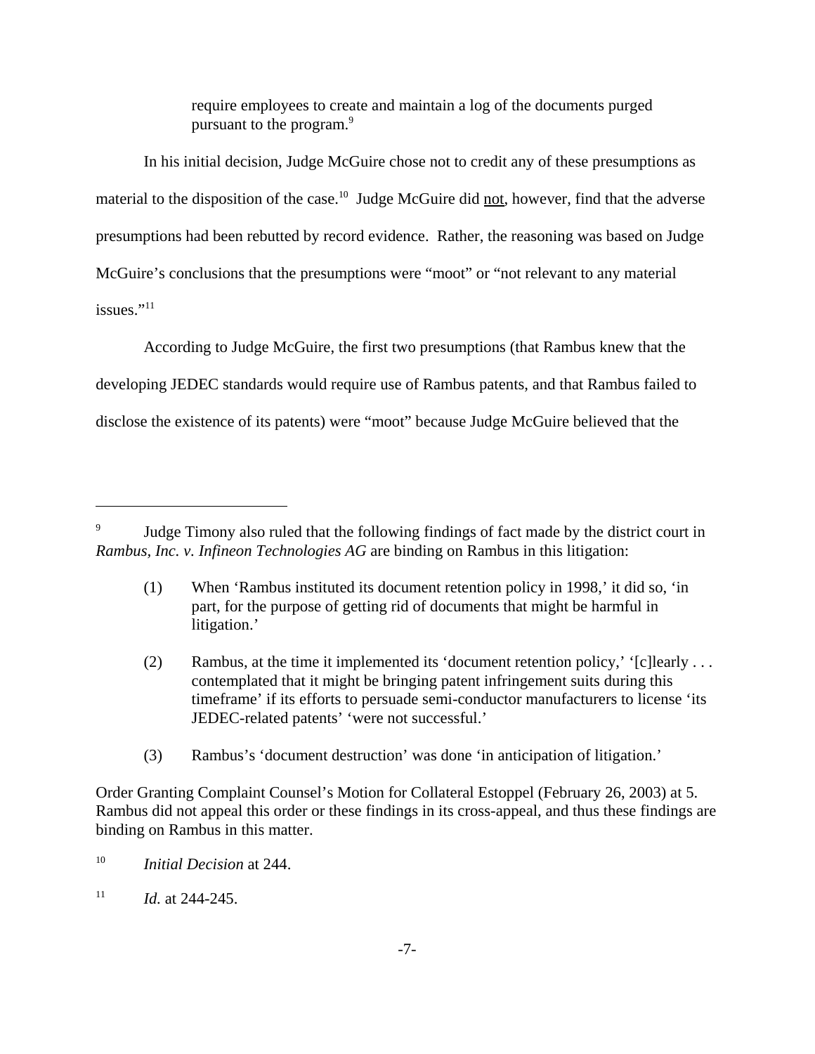require employees to create and maintain a log of the documents purged pursuant to the program.[9]

In his initial decision, Judge McGuire chose not to credit any of these presumptions as material to the disposition of the case.[10] Judge McGuire did not, however, find that the adverse presumptions had been rebutted by record evidence. Rather, the reasoning was based on Judge McGuire's conclusions that the presumptions were "moot" or "not relevant to any material issues."[11]

According to Judge McGuire, the first two presumptions (that Rambus knew that the developing JEDEC standards would require use of Rambus patents, and that Rambus failed to disclose the existence of its patents) were "moot" because Judge McGuire believed that the

---

[9] Judge Timony also ruled that the following findings of fact made by the district court in *Rambus, Inc. v. Infineon Technologies AG* are binding on Rambus in this litigation:

> (1) When 'Rambus instituted its document retention policy in 1998,' it did so, 'in part, for the purpose of getting rid of documents that might be harmful in litigation.'
>
> (2) Rambus, at the time it implemented its 'document retention policy,' '[c]learly . . . contemplated that it might be bringing patent infringement suits during this timeframe' if its efforts to persuade semi-conductor manufacturers to license 'its JEDEC-related patents' 'were not successful.'
>
> (3) Rambus's 'document destruction' was done 'in anticipation of litigation.'

Order Granting Complaint Counsel's Motion for Collateral Estoppel (February 26, 2003) at 5. Rambus did not appeal this order or these findings in its cross-appeal, and thus these findings are binding on Rambus in this matter.

[10] *Initial Decision* at 244.

[11] *Id.* at 244-245.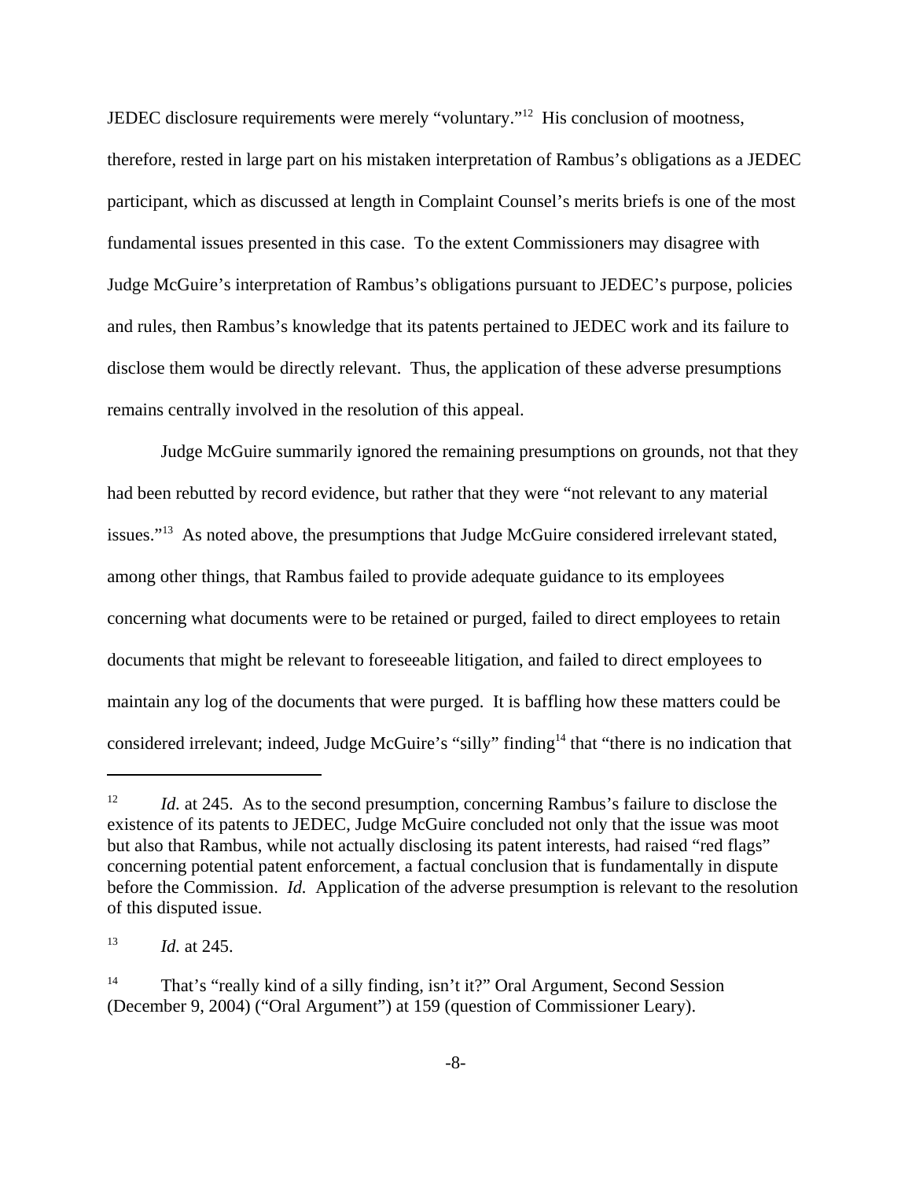JEDEC disclosure requirements were merely "voluntary."[12] His conclusion of mootness, therefore, rested in large part on his mistaken interpretation of Rambus's obligations as a JEDEC participant, which as discussed at length in Complaint Counsel's merits briefs is one of the most fundamental issues presented in this case. To the extent Commissioners may disagree with Judge McGuire's interpretation of Rambus's obligations pursuant to JEDEC's purpose, policies and rules, then Rambus's knowledge that its patents pertained to JEDEC work and its failure to disclose them would be directly relevant. Thus, the application of these adverse presumptions remains centrally involved in the resolution of this appeal.

Judge McGuire summarily ignored the remaining presumptions on grounds, not that they had been rebutted by record evidence, but rather that they were "not relevant to any material issues."[13] As noted above, the presumptions that Judge McGuire considered irrelevant stated, among other things, that Rambus failed to provide adequate guidance to its employees concerning what documents were to be retained or purged, failed to direct employees to retain documents that might be relevant to foreseeable litigation, and failed to direct employees to maintain any log of the documents that were purged. It is baffling how these matters could be considered irrelevant; indeed, Judge McGuire's "silly" finding[14] that "there is no indication that

---

[12] *Id.* at 245. As to the second presumption, concerning Rambus's failure to disclose the existence of its patents to JEDEC, Judge McGuire concluded not only that the issue was moot but also that Rambus, while not actually disclosing its patent interests, had raised "red flags" concerning potential patent enforcement, a factual conclusion that is fundamentally in dispute before the Commission. *Id.* Application of the adverse presumption is relevant to the resolution of this disputed issue.

[13] *Id.* at 245.

[14] That's "really kind of a silly finding, isn't it?" Oral Argument, Second Session (December 9, 2004) ("Oral Argument") at 159 (question of Commissioner Leary).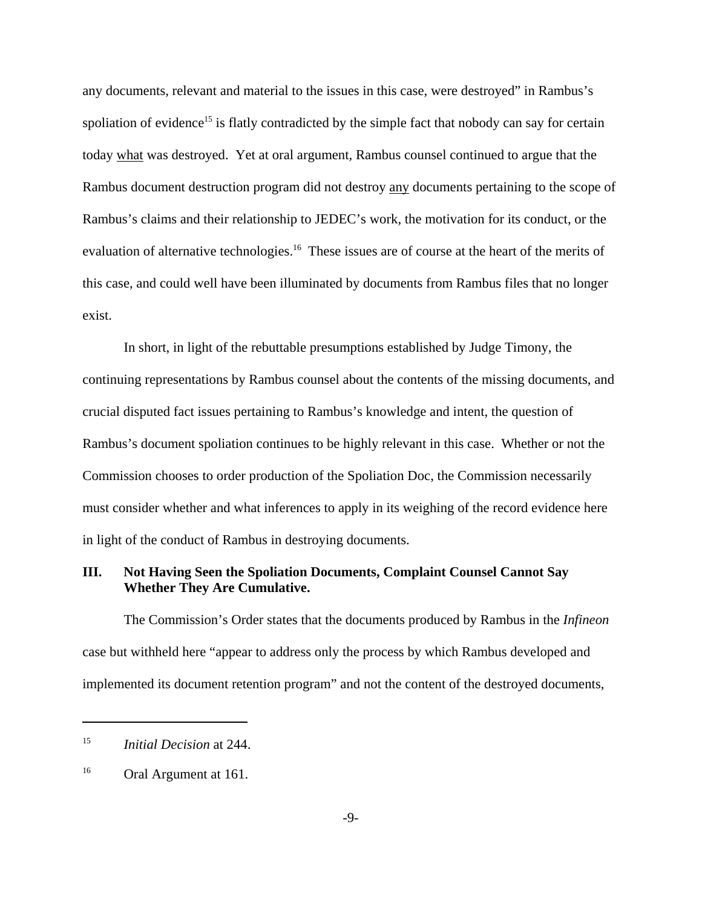any documents, relevant and material to the issues in this case, were destroyed" in Rambus's spoliation of evidence[15] is flatly contradicted by the simple fact that nobody can say for certain today what was destroyed. Yet at oral argument, Rambus counsel continued to argue that the Rambus document destruction program did not destroy any documents pertaining to the scope of Rambus's claims and their relationship to JEDEC's work, the motivation for its conduct, or the evaluation of alternative technologies.[16] These issues are of course at the heart of the merits of this case, and could well have been illuminated by documents from Rambus files that no longer exist.

In short, in light of the rebuttable presumptions established by Judge Timony, the continuing representations by Rambus counsel about the contents of the missing documents, and crucial disputed fact issues pertaining to Rambus's knowledge and intent, the question of Rambus's document spoliation continues to be highly relevant in this case. Whether or not the Commission chooses to order production of the Spoliation Doc, the Commission necessarily must consider whether and what inferences to apply in its weighing of the record evidence here in light of the conduct of Rambus in destroying documents.

## III. Not Having Seen the Spoliation Documents, Complaint Counsel Cannot Say Whether They Are Cumulative.

The Commission's Order states that the documents produced by Rambus in the *Infineon* case but withheld here "appear to address only the process by which Rambus developed and implemented its document retention program" and not the content of the destroyed documents,

---

[15] *Initial Decision* at 244.

[16] Oral Argument at 161.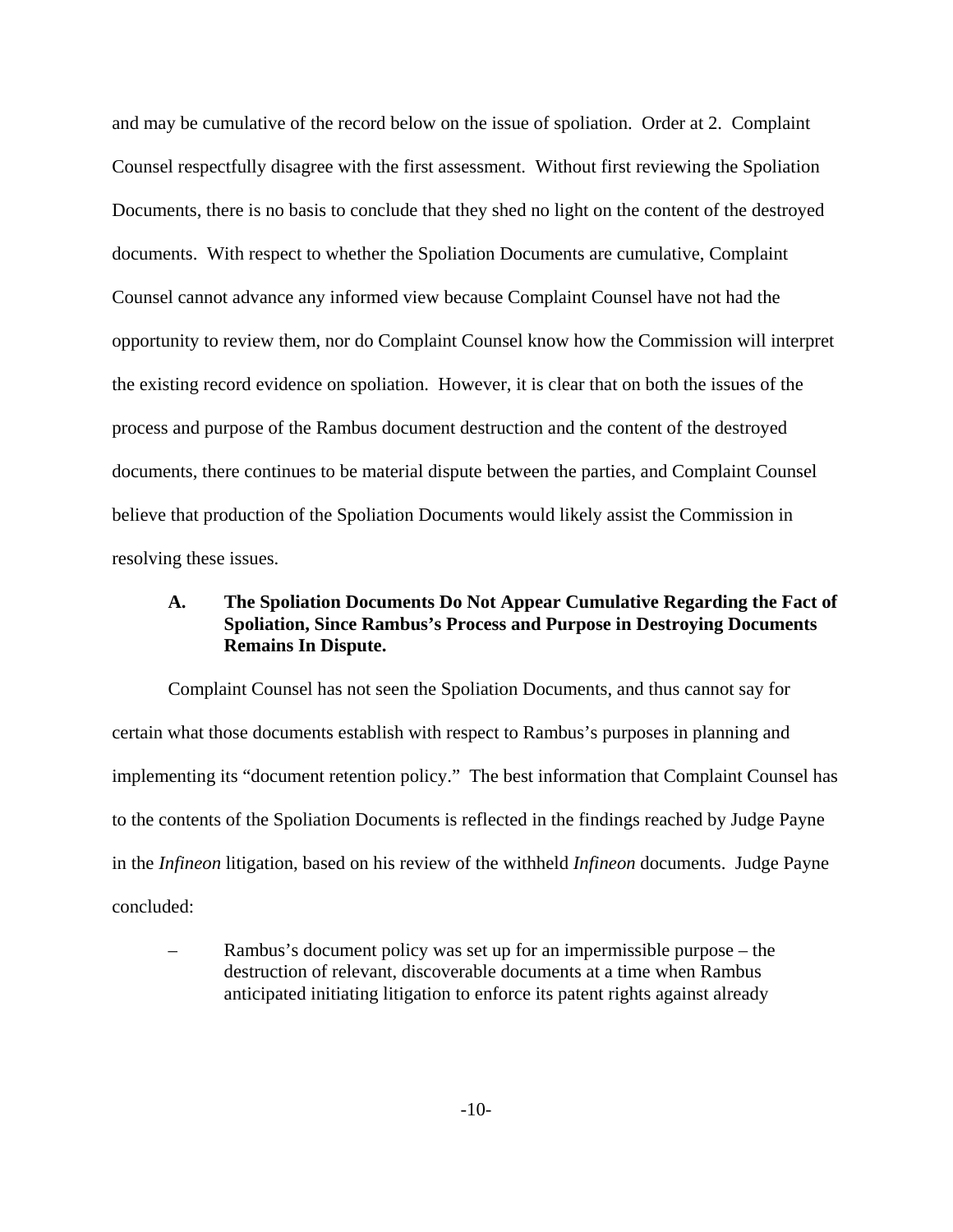and may be cumulative of the record below on the issue of spoliation. Order at 2. Complaint Counsel respectfully disagree with the first assessment. Without first reviewing the Spoliation Documents, there is no basis to conclude that they shed no light on the content of the destroyed documents. With respect to whether the Spoliation Documents are cumulative, Complaint Counsel cannot advance any informed view because Complaint Counsel have not had the opportunity to review them, nor do Complaint Counsel know how the Commission will interpret the existing record evidence on spoliation. However, it is clear that on both the issues of the process and purpose of the Rambus document destruction and the content of the destroyed documents, there continues to be material dispute between the parties, and Complaint Counsel believe that production of the Spoliation Documents would likely assist the Commission in resolving these issues.

### A. The Spoliation Documents Do Not Appear Cumulative Regarding the Fact of Spoliation, Since Rambus's Process and Purpose in Destroying Documents Remains In Dispute.

Complaint Counsel has not seen the Spoliation Documents, and thus cannot say for certain what those documents establish with respect to Rambus's purposes in planning and implementing its "document retention policy." The best information that Complaint Counsel has to the contents of the Spoliation Documents is reflected in the findings reached by Judge Payne in the *Infineon* litigation, based on his review of the withheld *Infineon* documents. Judge Payne concluded:

- Rambus's document policy was set up for an impermissible purpose – the destruction of relevant, discoverable documents at a time when Rambus anticipated initiating litigation to enforce its patent rights against already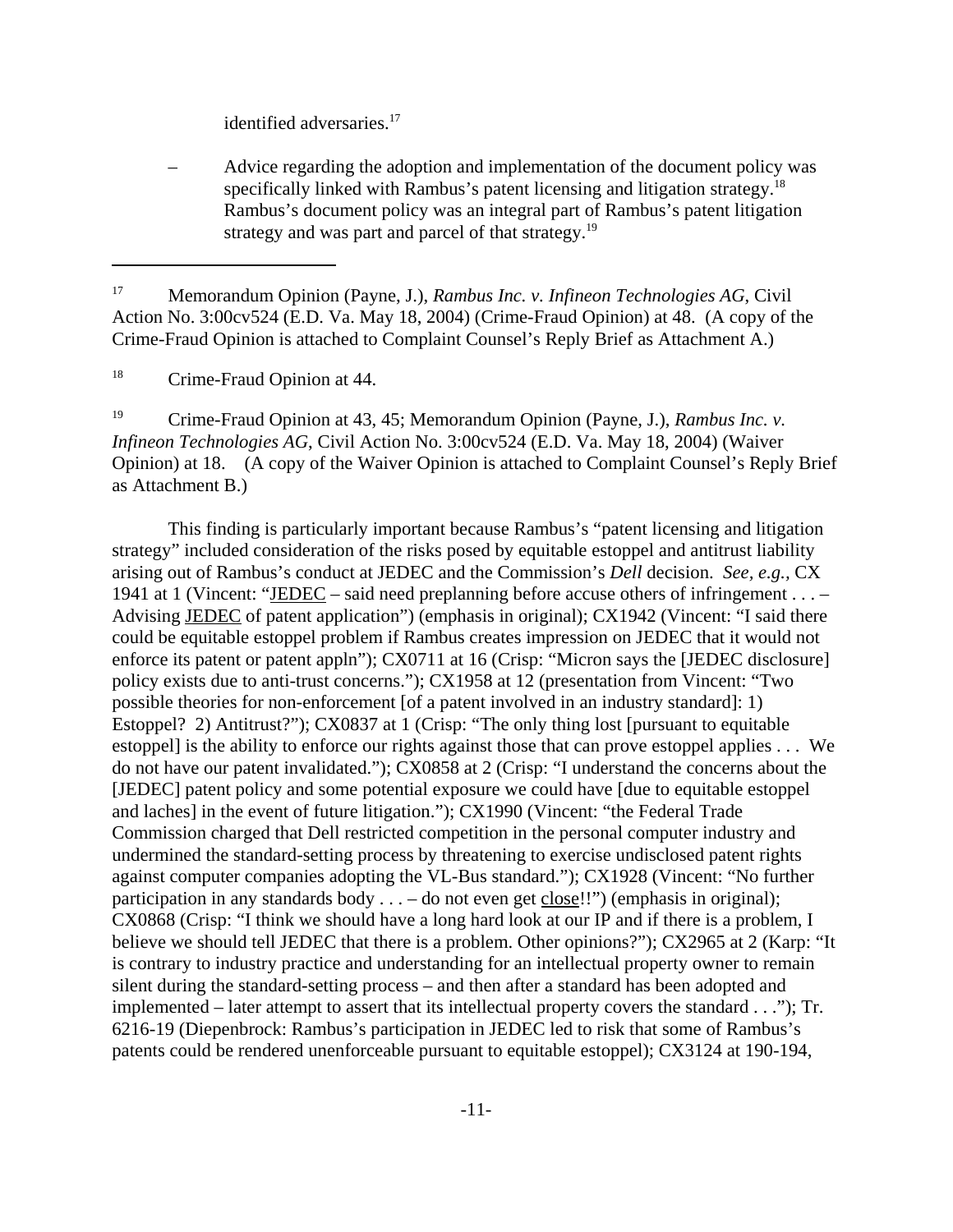identified adversaries.[17]

– Advice regarding the adoption and implementation of the document policy was specifically linked with Rambus's patent licensing and litigation strategy.[18] Rambus's document policy was an integral part of Rambus's patent litigation strategy and was part and parcel of that strategy.[19]

---

[17] Memorandum Opinion (Payne, J.), *Rambus Inc. v. Infineon Technologies AG*, Civil Action No. 3:00cv524 (E.D. Va. May 18, 2004) (Crime-Fraud Opinion) at 48. (A copy of the Crime-Fraud Opinion is attached to Complaint Counsel's Reply Brief as Attachment A.)

[18] Crime-Fraud Opinion at 44.

[19] Crime-Fraud Opinion at 43, 45; Memorandum Opinion (Payne, J.), *Rambus Inc. v. Infineon Technologies AG*, Civil Action No. 3:00cv524 (E.D. Va. May 18, 2004) (Waiver Opinion) at 18. (A copy of the Waiver Opinion is attached to Complaint Counsel's Reply Brief as Attachment B.)

This finding is particularly important because Rambus's "patent licensing and litigation strategy" included consideration of the risks posed by equitable estoppel and antitrust liability arising out of Rambus's conduct at JEDEC and the Commission's *Dell* decision. *See, e.g.,* CX 1941 at 1 (Vincent: "<u>JEDEC</u> – said need preplanning before accuse others of infringement . . . – Advising <u>JEDEC</u> of patent application") (emphasis in original); CX1942 (Vincent: "I said there could be equitable estoppel problem if Rambus creates impression on JEDEC that it would not enforce its patent or patent appln"); CX0711 at 16 (Crisp: "Micron says the [JEDEC disclosure] policy exists due to anti-trust concerns."); CX1958 at 12 (presentation from Vincent: "Two possible theories for non-enforcement [of a patent involved in an industry standard]: 1) Estoppel? 2) Antitrust?"); CX0837 at 1 (Crisp: "The only thing lost [pursuant to equitable estoppel] is the ability to enforce our rights against those that can prove estoppel applies . . . We do not have our patent invalidated."); CX0858 at 2 (Crisp: "I understand the concerns about the [JEDEC] patent policy and some potential exposure we could have [due to equitable estoppel and laches] in the event of future litigation."); CX1990 (Vincent: "the Federal Trade Commission charged that Dell restricted competition in the personal computer industry and undermined the standard-setting process by threatening to exercise undisclosed patent rights against computer companies adopting the VL-Bus standard."); CX1928 (Vincent: "No further participation in any standards body . . . – do not even get <u>close</u>!!") (emphasis in original); CX0868 (Crisp: "I think we should have a long hard look at our IP and if there is a problem, I believe we should tell JEDEC that there is a problem. Other opinions?"); CX2965 at 2 (Karp: "It is contrary to industry practice and understanding for an intellectual property owner to remain silent during the standard-setting process – and then after a standard has been adopted and implemented – later attempt to assert that its intellectual property covers the standard . . ."); Tr. 6216-19 (Diepenbrock: Rambus's participation in JEDEC led to risk that some of Rambus's patents could be rendered unenforceable pursuant to equitable estoppel); CX3124 at 190-194,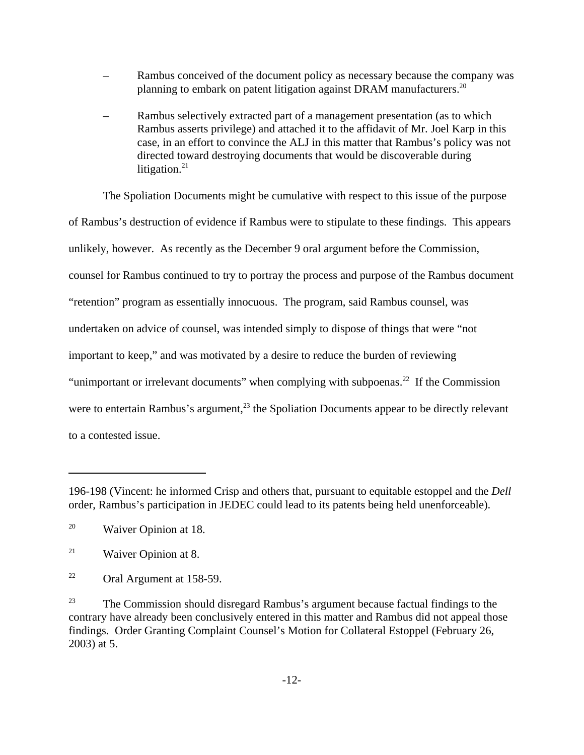– Rambus conceived of the document policy as necessary because the company was planning to embark on patent litigation against DRAM manufacturers.[20]

– Rambus selectively extracted part of a management presentation (as to which Rambus asserts privilege) and attached it to the affidavit of Mr. Joel Karp in this case, in an effort to convince the ALJ in this matter that Rambus's policy was not directed toward destroying documents that would be discoverable during litigation.[21]

The Spoliation Documents might be cumulative with respect to this issue of the purpose of Rambus's destruction of evidence if Rambus were to stipulate to these findings. This appears unlikely, however. As recently as the December 9 oral argument before the Commission, counsel for Rambus continued to try to portray the process and purpose of the Rambus document "retention" program as essentially innocuous. The program, said Rambus counsel, was undertaken on advice of counsel, was intended simply to dispose of things that were "not important to keep," and was motivated by a desire to reduce the burden of reviewing "unimportant or irrelevant documents" when complying with subpoenas.[22] If the Commission were to entertain Rambus's argument,[23] the Spoliation Documents appear to be directly relevant to a contested issue.

---

196-198 (Vincent: he informed Crisp and others that, pursuant to equitable estoppel and the *Dell* order, Rambus's participation in JEDEC could lead to its patents being held unenforceable).

[20] Waiver Opinion at 18.

[21] Waiver Opinion at 8.

[22] Oral Argument at 158-59.

[23] The Commission should disregard Rambus's argument because factual findings to the contrary have already been conclusively entered in this matter and Rambus did not appeal those findings. Order Granting Complaint Counsel's Motion for Collateral Estoppel (February 26, 2003) at 5.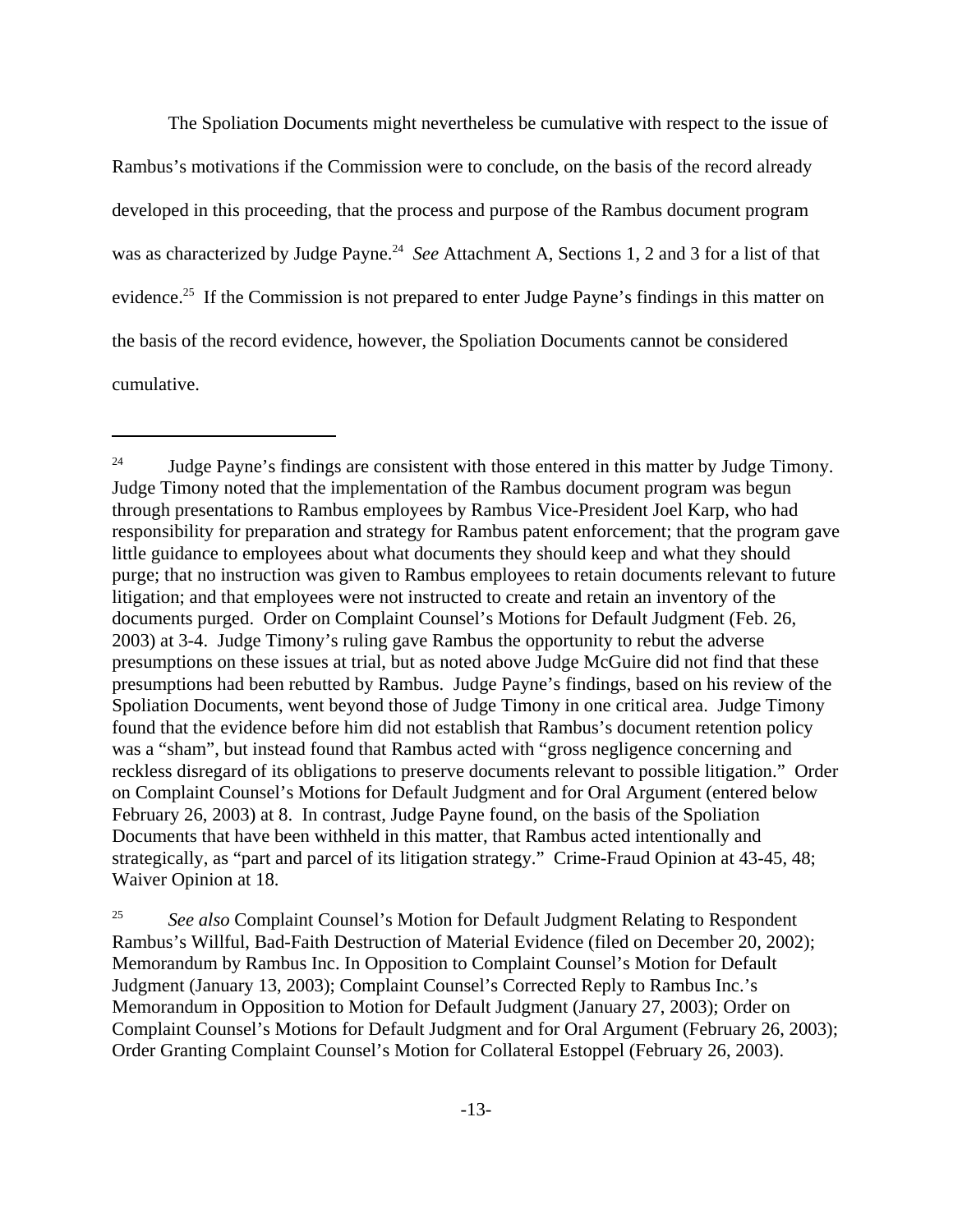The Spoliation Documents might nevertheless be cumulative with respect to the issue of Rambus's motivations if the Commission were to conclude, on the basis of the record already developed in this proceeding, that the process and purpose of the Rambus document program was as characterized by Judge Payne.[24] *See* Attachment A, Sections 1, 2 and 3 for a list of that evidence.[25] If the Commission is not prepared to enter Judge Payne's findings in this matter on the basis of the record evidence, however, the Spoliation Documents cannot be considered cumulative.

---

[24] Judge Payne's findings are consistent with those entered in this matter by Judge Timony. Judge Timony noted that the implementation of the Rambus document program was begun through presentations to Rambus employees by Rambus Vice-President Joel Karp, who had responsibility for preparation and strategy for Rambus patent enforcement; that the program gave little guidance to employees about what documents they should keep and what they should purge; that no instruction was given to Rambus employees to retain documents relevant to future litigation; and that employees were not instructed to create and retain an inventory of the documents purged. Order on Complaint Counsel's Motions for Default Judgment (Feb. 26, 2003) at 3-4. Judge Timony's ruling gave Rambus the opportunity to rebut the adverse presumptions on these issues at trial, but as noted above Judge McGuire did not find that these presumptions had been rebutted by Rambus. Judge Payne's findings, based on his review of the Spoliation Documents, went beyond those of Judge Timony in one critical area. Judge Timony found that the evidence before him did not establish that Rambus's document retention policy was a "sham", but instead found that Rambus acted with "gross negligence concerning and reckless disregard of its obligations to preserve documents relevant to possible litigation." Order on Complaint Counsel's Motions for Default Judgment and for Oral Argument (entered below February 26, 2003) at 8. In contrast, Judge Payne found, on the basis of the Spoliation Documents that have been withheld in this matter, that Rambus acted intentionally and strategically, as "part and parcel of its litigation strategy." Crime-Fraud Opinion at 43-45, 48; Waiver Opinion at 18.

[25] *See also* Complaint Counsel's Motion for Default Judgment Relating to Respondent Rambus's Willful, Bad-Faith Destruction of Material Evidence (filed on December 20, 2002); Memorandum by Rambus Inc. In Opposition to Complaint Counsel's Motion for Default Judgment (January 13, 2003); Complaint Counsel's Corrected Reply to Rambus Inc.'s Memorandum in Opposition to Motion for Default Judgment (January 27, 2003); Order on Complaint Counsel's Motions for Default Judgment and for Oral Argument (February 26, 2003); Order Granting Complaint Counsel's Motion for Collateral Estoppel (February 26, 2003).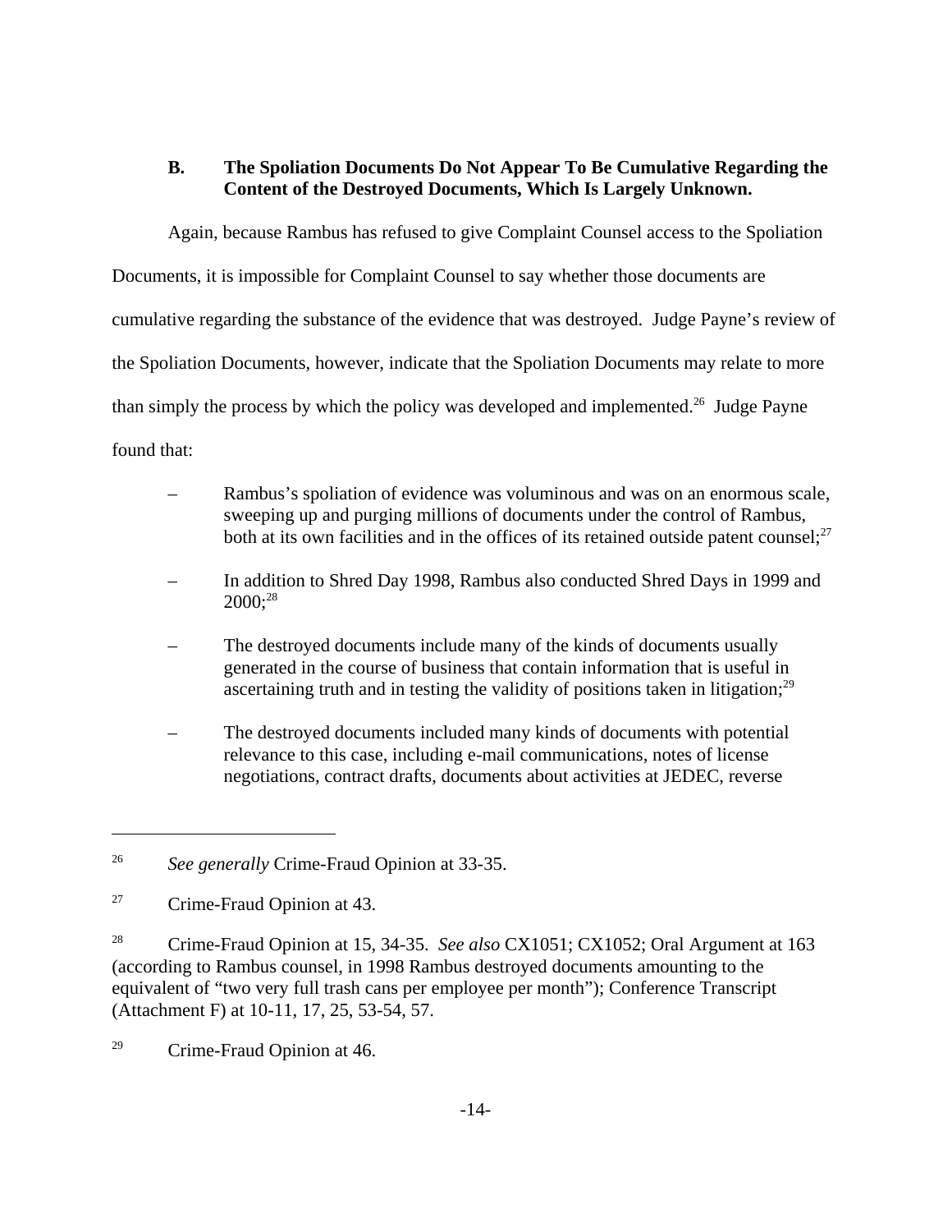### B. The Spoliation Documents Do Not Appear To Be Cumulative Regarding the Content of the Destroyed Documents, Which Is Largely Unknown.

Again, because Rambus has refused to give Complaint Counsel access to the Spoliation Documents, it is impossible for Complaint Counsel to say whether those documents are cumulative regarding the substance of the evidence that was destroyed. Judge Payne's review of the Spoliation Documents, however, indicate that the Spoliation Documents may relate to more than simply the process by which the policy was developed and implemented.[26] Judge Payne found that:

- Rambus's spoliation of evidence was voluminous and was on an enormous scale, sweeping up and purging millions of documents under the control of Rambus, both at its own facilities and in the offices of its retained outside patent counsel;[27]

- In addition to Shred Day 1998, Rambus also conducted Shred Days in 1999 and 2000;[28]

- The destroyed documents include many of the kinds of documents usually generated in the course of business that contain information that is useful in ascertaining truth and in testing the validity of positions taken in litigation;[29]

- The destroyed documents included many kinds of documents with potential relevance to this case, including e-mail communications, notes of license negotiations, contract drafts, documents about activities at JEDEC, reverse

---

[26] *See generally* Crime-Fraud Opinion at 33-35.

[27] Crime-Fraud Opinion at 43.

[28] Crime-Fraud Opinion at 15, 34-35. *See also* CX1051; CX1052; Oral Argument at 163 (according to Rambus counsel, in 1998 Rambus destroyed documents amounting to the equivalent of "two very full trash cans per employee per month"); Conference Transcript (Attachment F) at 10-11, 17, 25, 53-54, 57.

[29] Crime-Fraud Opinion at 46.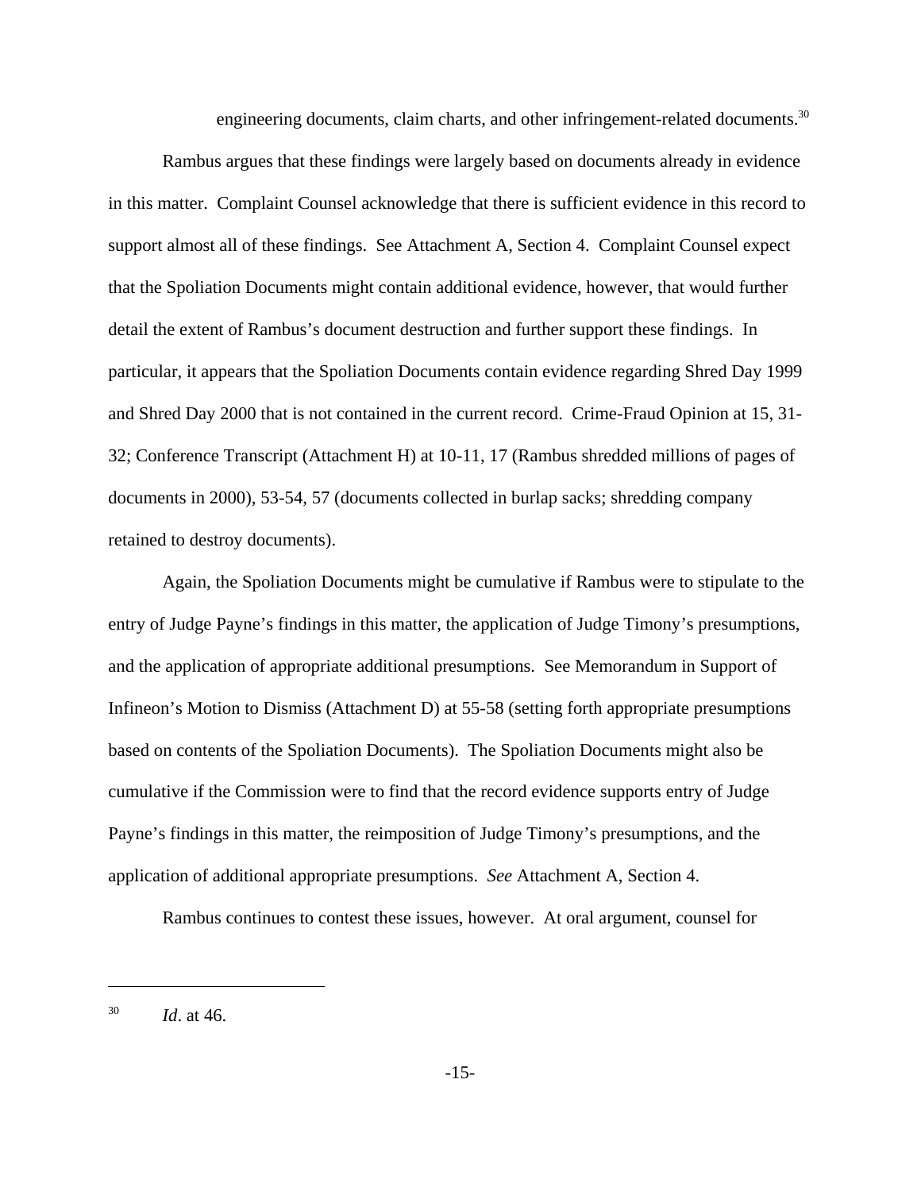engineering documents, claim charts, and other infringement-related documents.[30]

Rambus argues that these findings were largely based on documents already in evidence in this matter. Complaint Counsel acknowledge that there is sufficient evidence in this record to support almost all of these findings. See Attachment A, Section 4. Complaint Counsel expect that the Spoliation Documents might contain additional evidence, however, that would further detail the extent of Rambus's document destruction and further support these findings. In particular, it appears that the Spoliation Documents contain evidence regarding Shred Day 1999 and Shred Day 2000 that is not contained in the current record. Crime-Fraud Opinion at 15, 31-32; Conference Transcript (Attachment H) at 10-11, 17 (Rambus shredded millions of pages of documents in 2000), 53-54, 57 (documents collected in burlap sacks; shredding company retained to destroy documents).

Again, the Spoliation Documents might be cumulative if Rambus were to stipulate to the entry of Judge Payne's findings in this matter, the application of Judge Timony's presumptions, and the application of appropriate additional presumptions. See Memorandum in Support of Infineon's Motion to Dismiss (Attachment D) at 55-58 (setting forth appropriate presumptions based on contents of the Spoliation Documents). The Spoliation Documents might also be cumulative if the Commission were to find that the record evidence supports entry of Judge Payne's findings in this matter, the reimposition of Judge Timony's presumptions, and the application of additional appropriate presumptions. *See* Attachment A, Section 4.

Rambus continues to contest these issues, however. At oral argument, counsel for

---

[30] *Id*. at 46.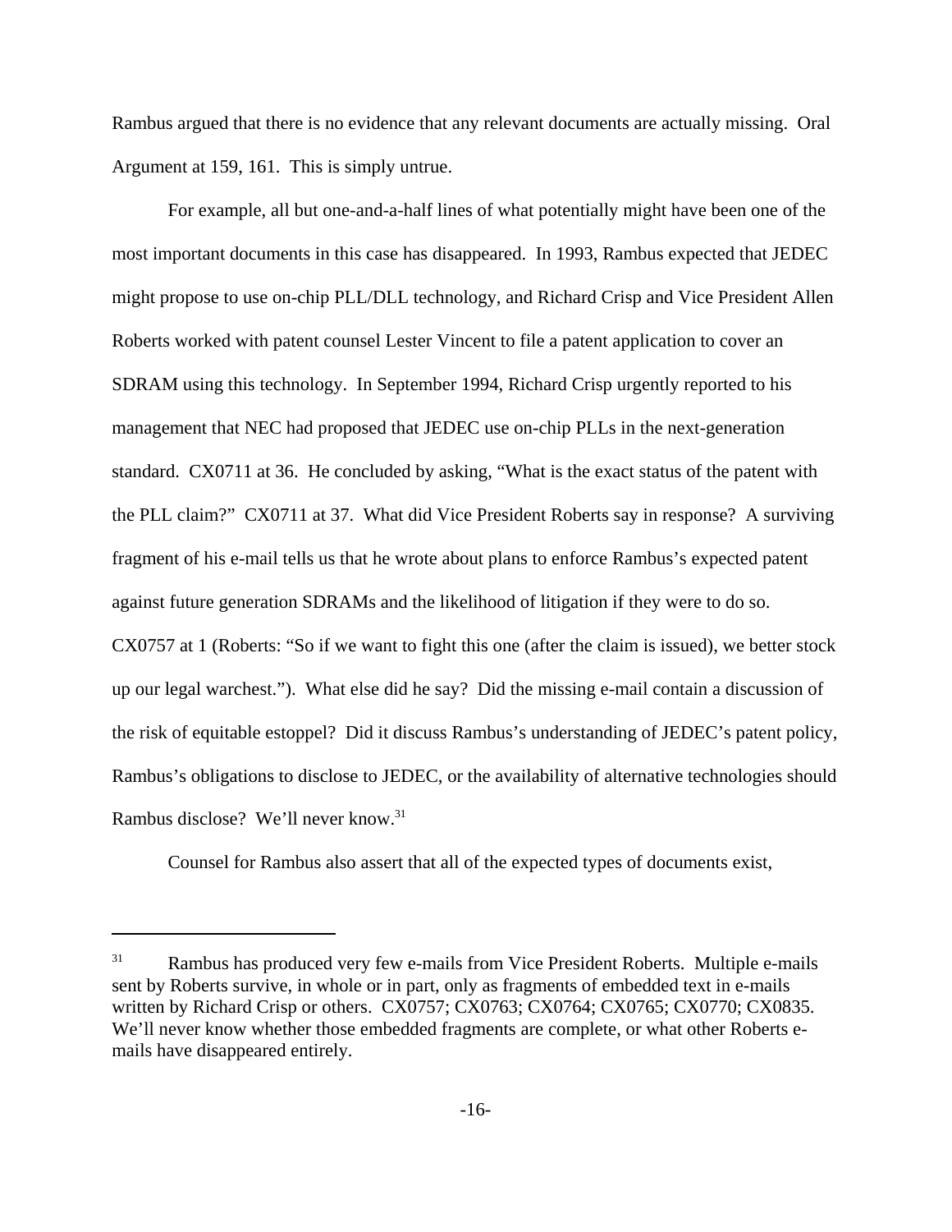Rambus argued that there is no evidence that any relevant documents are actually missing. Oral Argument at 159, 161. This is simply untrue.

For example, all but one-and-a-half lines of what potentially might have been one of the most important documents in this case has disappeared. In 1993, Rambus expected that JEDEC might propose to use on-chip PLL/DLL technology, and Richard Crisp and Vice President Allen Roberts worked with patent counsel Lester Vincent to file a patent application to cover an SDRAM using this technology. In September 1994, Richard Crisp urgently reported to his management that NEC had proposed that JEDEC use on-chip PLLs in the next-generation standard. CX0711 at 36. He concluded by asking, "What is the exact status of the patent with the PLL claim?" CX0711 at 37. What did Vice President Roberts say in response? A surviving fragment of his e-mail tells us that he wrote about plans to enforce Rambus's expected patent against future generation SDRAMs and the likelihood of litigation if they were to do so. CX0757 at 1 (Roberts: "So if we want to fight this one (after the claim is issued), we better stock up our legal warchest."). What else did he say? Did the missing e-mail contain a discussion of the risk of equitable estoppel? Did it discuss Rambus's understanding of JEDEC's patent policy, Rambus's obligations to disclose to JEDEC, or the availability of alternative technologies should Rambus disclose? We'll never know.[31]

Counsel for Rambus also assert that all of the expected types of documents exist,

---

[31] Rambus has produced very few e-mails from Vice President Roberts. Multiple e-mails sent by Roberts survive, in whole or in part, only as fragments of embedded text in e-mails written by Richard Crisp or others. CX0757; CX0763; CX0764; CX0765; CX0770; CX0835. We'll never know whether those embedded fragments are complete, or what other Roberts e-mails have disappeared entirely.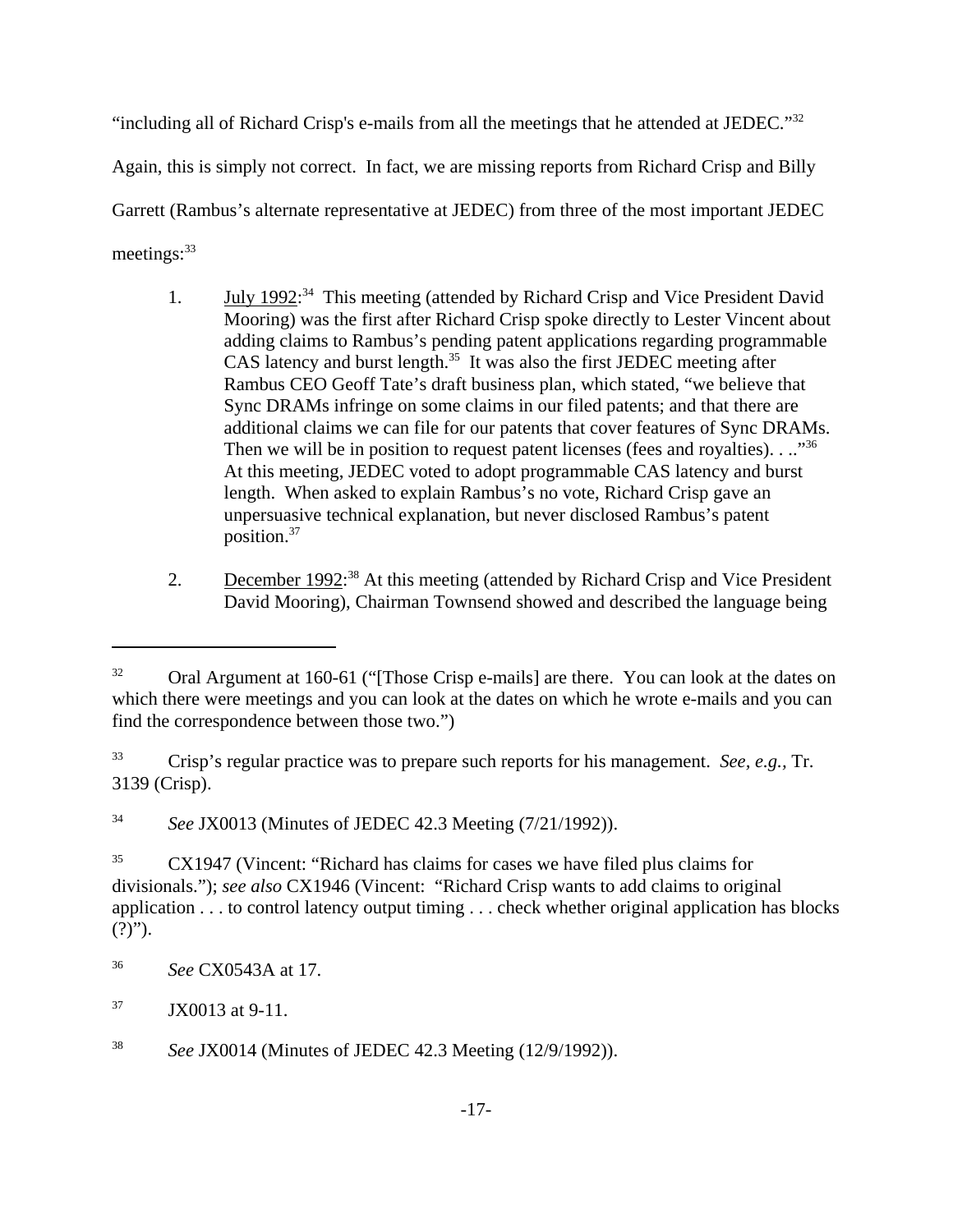"including all of Richard Crisp's e-mails from all the meetings that he attended at JEDEC."[32] Again, this is simply not correct. In fact, we are missing reports from Richard Crisp and Billy Garrett (Rambus's alternate representative at JEDEC) from three of the most important JEDEC meetings:[33]

1. July 1992:[34] This meeting (attended by Richard Crisp and Vice President David Mooring) was the first after Richard Crisp spoke directly to Lester Vincent about adding claims to Rambus's pending patent applications regarding programmable CAS latency and burst length.[35] It was also the first JEDEC meeting after Rambus CEO Geoff Tate's draft business plan, which stated, "we believe that Sync DRAMs infringe on some claims in our filed patents; and that there are additional claims we can file for our patents that cover features of Sync DRAMs. Then we will be in position to request patent licenses (fees and royalties). . .."[36] At this meeting, JEDEC voted to adopt programmable CAS latency and burst length. When asked to explain Rambus's no vote, Richard Crisp gave an unpersuasive technical explanation, but never disclosed Rambus's patent position.[37]

2. December 1992:[38] At this meeting (attended by Richard Crisp and Vice President David Mooring), Chairman Townsend showed and described the language being

---

[32] Oral Argument at 160-61 ("[Those Crisp e-mails] are there. You can look at the dates on which there were meetings and you can look at the dates on which he wrote e-mails and you can find the correspondence between those two.")

[33] Crisp's regular practice was to prepare such reports for his management. *See, e.g.*, Tr. 3139 (Crisp).

[34] *See* JX0013 (Minutes of JEDEC 42.3 Meeting (7/21/1992)).

[35] CX1947 (Vincent: "Richard has claims for cases we have filed plus claims for divisionals."); *see also* CX1946 (Vincent: "Richard Crisp wants to add claims to original application . . . to control latency output timing . . . check whether original application has blocks (?)").

[36] *See* CX0543A at 17.

[37] JX0013 at 9-11.

[38] *See* JX0014 (Minutes of JEDEC 42.3 Meeting (12/9/1992)).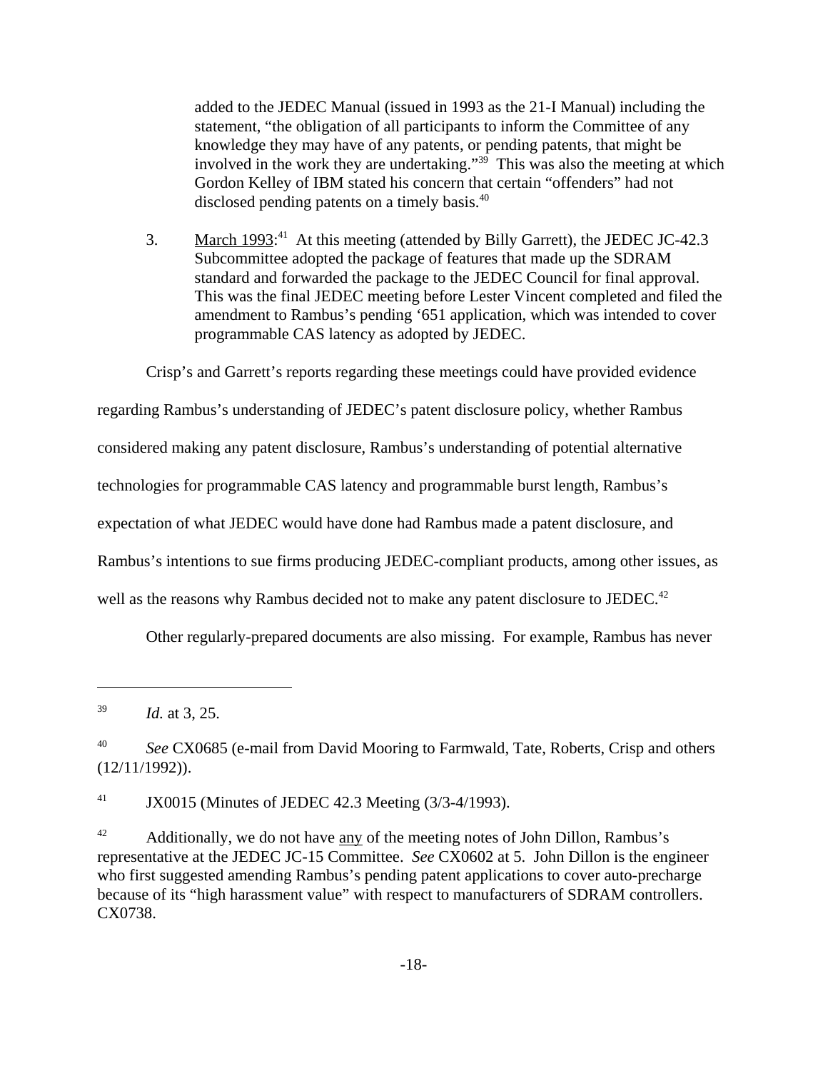added to the JEDEC Manual (issued in 1993 as the 21-I Manual) including the statement, "the obligation of all participants to inform the Committee of any knowledge they may have of any patents, or pending patents, that might be involved in the work they are undertaking."[39] This was also the meeting at which Gordon Kelley of IBM stated his concern that certain "offenders" had not disclosed pending patents on a timely basis.[40]

3. March 1993:[41] At this meeting (attended by Billy Garrett), the JEDEC JC-42.3 Subcommittee adopted the package of features that made up the SDRAM standard and forwarded the package to the JEDEC Council for final approval. This was the final JEDEC meeting before Lester Vincent completed and filed the amendment to Rambus's pending '651 application, which was intended to cover programmable CAS latency as adopted by JEDEC.

Crisp's and Garrett's reports regarding these meetings could have provided evidence regarding Rambus's understanding of JEDEC's patent disclosure policy, whether Rambus considered making any patent disclosure, Rambus's understanding of potential alternative technologies for programmable CAS latency and programmable burst length, Rambus's expectation of what JEDEC would have done had Rambus made a patent disclosure, and Rambus's intentions to sue firms producing JEDEC-compliant products, among other issues, as well as the reasons why Rambus decided not to make any patent disclosure to JEDEC.[42]

Other regularly-prepared documents are also missing. For example, Rambus has never

---

[39] *Id.* at 3, 25.

[40] *See* CX0685 (e-mail from David Mooring to Farmwald, Tate, Roberts, Crisp and others (12/11/1992)).

[41] JX0015 (Minutes of JEDEC 42.3 Meeting (3/3-4/1993).

[42] Additionally, we do not have any of the meeting notes of John Dillon, Rambus's representative at the JEDEC JC-15 Committee. *See* CX0602 at 5. John Dillon is the engineer who first suggested amending Rambus's pending patent applications to cover auto-precharge because of its "high harassment value" with respect to manufacturers of SDRAM controllers. CX0738.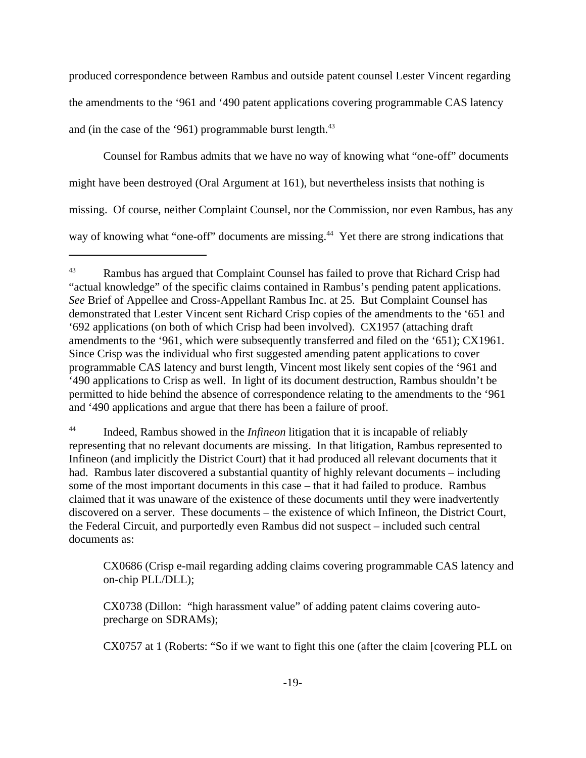produced correspondence between Rambus and outside patent counsel Lester Vincent regarding the amendments to the '961 and '490 patent applications covering programmable CAS latency and (in the case of the '961) programmable burst length.[43]

Counsel for Rambus admits that we have no way of knowing what "one-off" documents might have been destroyed (Oral Argument at 161), but nevertheless insists that nothing is missing. Of course, neither Complaint Counsel, nor the Commission, nor even Rambus, has any way of knowing what "one-off" documents are missing.[44] Yet there are strong indications that

---

[43] Rambus has argued that Complaint Counsel has failed to prove that Richard Crisp had "actual knowledge" of the specific claims contained in Rambus's pending patent applications. *See* Brief of Appellee and Cross-Appellant Rambus Inc. at 25. But Complaint Counsel has demonstrated that Lester Vincent sent Richard Crisp copies of the amendments to the '651 and '692 applications (on both of which Crisp had been involved). CX1957 (attaching draft amendments to the '961, which were subsequently transferred and filed on the '651); CX1961. Since Crisp was the individual who first suggested amending patent applications to cover programmable CAS latency and burst length, Vincent most likely sent copies of the '961 and '490 applications to Crisp as well. In light of its document destruction, Rambus shouldn't be permitted to hide behind the absence of correspondence relating to the amendments to the '961 and '490 applications and argue that there has been a failure of proof.

[44] Indeed, Rambus showed in the *Infineon* litigation that it is incapable of reliably representing that no relevant documents are missing. In that litigation, Rambus represented to Infineon (and implicitly the District Court) that it had produced all relevant documents that it had. Rambus later discovered a substantial quantity of highly relevant documents – including some of the most important documents in this case – that it had failed to produce. Rambus claimed that it was unaware of the existence of these documents until they were inadvertently discovered on a server. These documents – the existence of which Infineon, the District Court, the Federal Circuit, and purportedly even Rambus did not suspect – included such central documents as:

> CX0686 (Crisp e-mail regarding adding claims covering programmable CAS latency and on-chip PLL/DLL);
>
> CX0738 (Dillon: "high harassment value" of adding patent claims covering auto-precharge on SDRAMs);
>
> CX0757 at 1 (Roberts: "So if we want to fight this one (after the claim [covering PLL on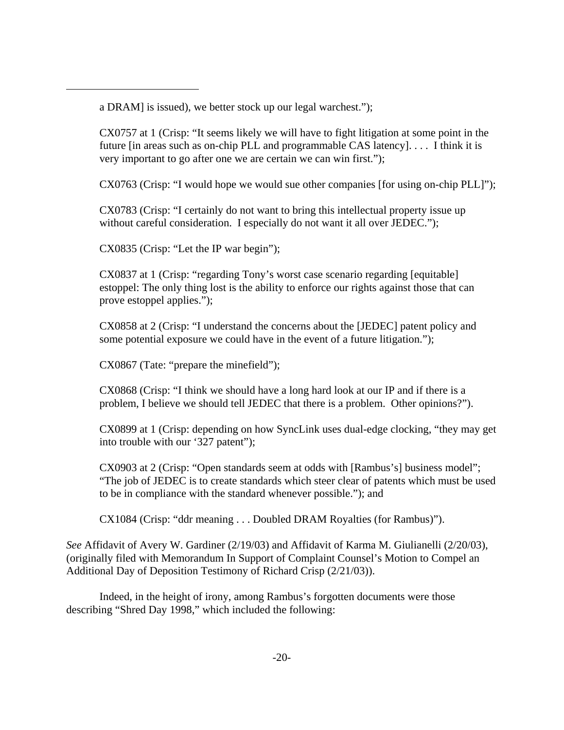a DRAM] is issued), we better stock up our legal warchest.");

CX0757 at 1 (Crisp: "It seems likely we will have to fight litigation at some point in the future [in areas such as on-chip PLL and programmable CAS latency]. . . . I think it is very important to go after one we are certain we can win first.");

CX0763 (Crisp: "I would hope we would sue other companies [for using on-chip PLL]");

CX0783 (Crisp: "I certainly do not want to bring this intellectual property issue up without careful consideration. I especially do not want it all over JEDEC.");

CX0835 (Crisp: "Let the IP war begin");

CX0837 at 1 (Crisp: "regarding Tony's worst case scenario regarding [equitable] estoppel: The only thing lost is the ability to enforce our rights against those that can prove estoppel applies.");

CX0858 at 2 (Crisp: "I understand the concerns about the [JEDEC] patent policy and some potential exposure we could have in the event of a future litigation.");

CX0867 (Tate: "prepare the minefield");

CX0868 (Crisp: "I think we should have a long hard look at our IP and if there is a problem, I believe we should tell JEDEC that there is a problem. Other opinions?").

CX0899 at 1 (Crisp: depending on how SyncLink uses dual-edge clocking, "they may get into trouble with our '327 patent");

CX0903 at 2 (Crisp: "Open standards seem at odds with [Rambus's] business model"; "The job of JEDEC is to create standards which steer clear of patents which must be used to be in compliance with the standard whenever possible."); and

CX1084 (Crisp: "ddr meaning . . . Doubled DRAM Royalties (for Rambus)").

*See* Affidavit of Avery W. Gardiner (2/19/03) and Affidavit of Karma M. Giulianelli (2/20/03), (originally filed with Memorandum In Support of Complaint Counsel's Motion to Compel an Additional Day of Deposition Testimony of Richard Crisp (2/21/03)).

Indeed, in the height of irony, among Rambus's forgotten documents were those describing "Shred Day 1998," which included the following: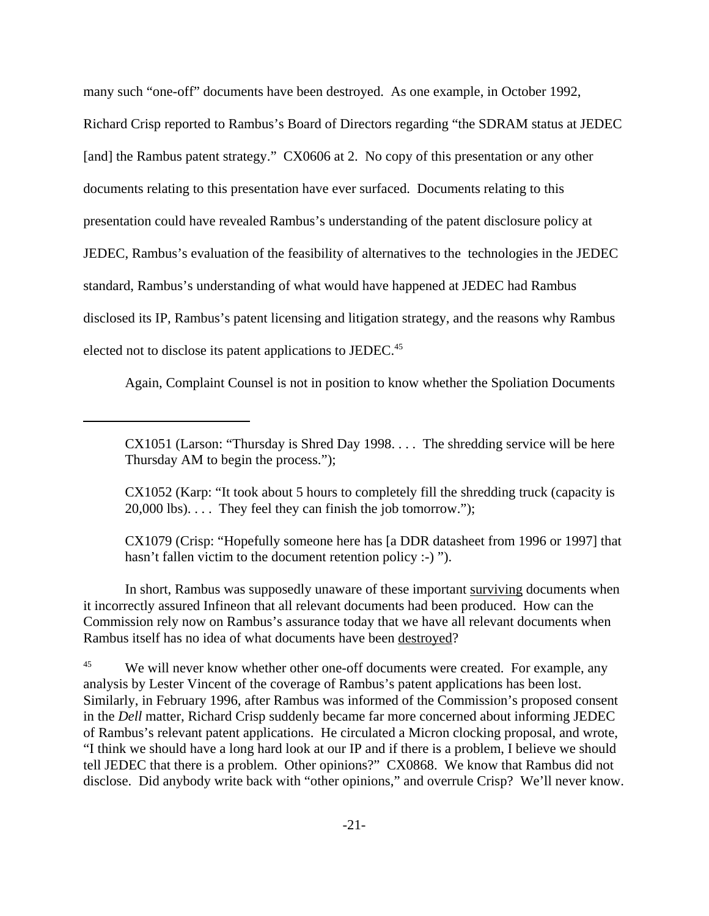many such "one-off" documents have been destroyed. As one example, in October 1992, Richard Crisp reported to Rambus's Board of Directors regarding "the SDRAM status at JEDEC [and] the Rambus patent strategy." CX0606 at 2. No copy of this presentation or any other documents relating to this presentation have ever surfaced. Documents relating to this presentation could have revealed Rambus's understanding of the patent disclosure policy at JEDEC, Rambus's evaluation of the feasibility of alternatives to the technologies in the JEDEC standard, Rambus's understanding of what would have happened at JEDEC had Rambus disclosed its IP, Rambus's patent licensing and litigation strategy, and the reasons why Rambus elected not to disclose its patent applications to JEDEC.[45]

Again, Complaint Counsel is not in position to know whether the Spoliation Documents

---

CX1051 (Larson: "Thursday is Shred Day 1998. . . . The shredding service will be here Thursday AM to begin the process.");

CX1052 (Karp: "It took about 5 hours to completely fill the shredding truck (capacity is 20,000 lbs). . . . They feel they can finish the job tomorrow.");

CX1079 (Crisp: "Hopefully someone here has [a DDR datasheet from 1996 or 1997] that hasn't fallen victim to the document retention policy :-) ").

In short, Rambus was supposedly unaware of these important surviving documents when it incorrectly assured Infineon that all relevant documents had been produced. How can the Commission rely now on Rambus's assurance today that we have all relevant documents when Rambus itself has no idea of what documents have been destroyed?

[45] We will never know whether other one-off documents were created. For example, any analysis by Lester Vincent of the coverage of Rambus's patent applications has been lost. Similarly, in February 1996, after Rambus was informed of the Commission's proposed consent in the *Dell* matter, Richard Crisp suddenly became far more concerned about informing JEDEC of Rambus's relevant patent applications. He circulated a Micron clocking proposal, and wrote, "I think we should have a long hard look at our IP and if there is a problem, I believe we should tell JEDEC that there is a problem. Other opinions?" CX0868. We know that Rambus did not disclose. Did anybody write back with "other opinions," and overrule Crisp? We'll never know.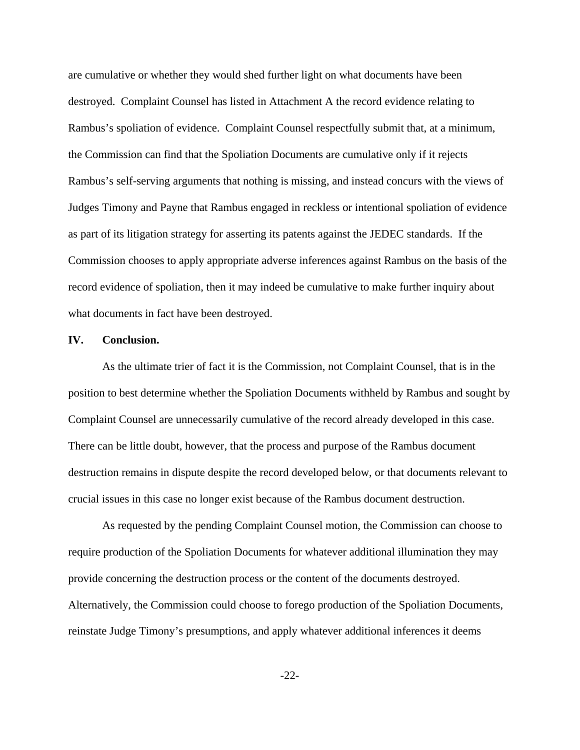are cumulative or whether they would shed further light on what documents have been destroyed. Complaint Counsel has listed in Attachment A the record evidence relating to Rambus's spoliation of evidence. Complaint Counsel respectfully submit that, at a minimum, the Commission can find that the Spoliation Documents are cumulative only if it rejects Rambus's self-serving arguments that nothing is missing, and instead concurs with the views of Judges Timony and Payne that Rambus engaged in reckless or intentional spoliation of evidence as part of its litigation strategy for asserting its patents against the JEDEC standards. If the Commission chooses to apply appropriate adverse inferences against Rambus on the basis of the record evidence of spoliation, then it may indeed be cumulative to make further inquiry about what documents in fact have been destroyed.

## IV. Conclusion.

As the ultimate trier of fact it is the Commission, not Complaint Counsel, that is in the position to best determine whether the Spoliation Documents withheld by Rambus and sought by Complaint Counsel are unnecessarily cumulative of the record already developed in this case. There can be little doubt, however, that the process and purpose of the Rambus document destruction remains in dispute despite the record developed below, or that documents relevant to crucial issues in this case no longer exist because of the Rambus document destruction.

As requested by the pending Complaint Counsel motion, the Commission can choose to require production of the Spoliation Documents for whatever additional illumination they may provide concerning the destruction process or the content of the documents destroyed. Alternatively, the Commission could choose to forego production of the Spoliation Documents, reinstate Judge Timony's presumptions, and apply whatever additional inferences it deems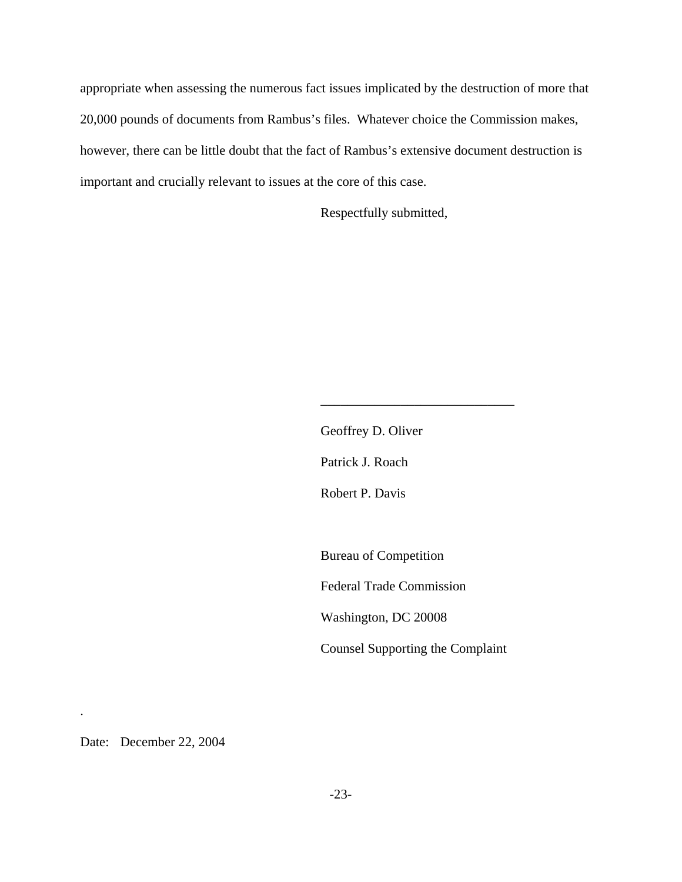appropriate when assessing the numerous fact issues implicated by the destruction of more that 20,000 pounds of documents from Rambus's files. Whatever choice the Commission makes, however, there can be little doubt that the fact of Rambus's extensive document destruction is important and crucially relevant to issues at the core of this case.

Respectfully submitted,

______________________________

Geoffrey D. Oliver

Patrick J. Roach

Robert P. Davis

Bureau of Competition

Federal Trade Commission

Washington, DC 20008

Counsel Supporting the Complaint

.

Date: December 22, 2004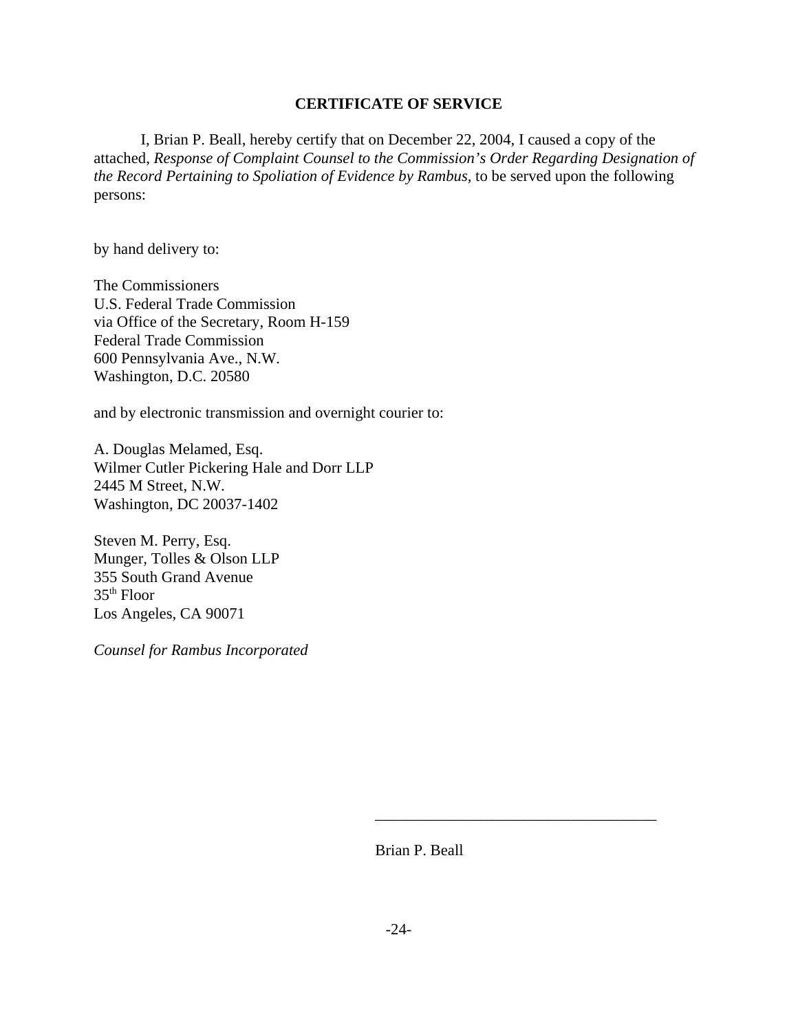## CERTIFICATE OF SERVICE

I, Brian P. Beall, hereby certify that on December 22, 2004, I caused a copy of the attached, *Response of Complaint Counsel to the Commission's Order Regarding Designation of the Record Pertaining to Spoliation of Evidence by Rambus*, to be served upon the following persons:

by hand delivery to:

The Commissioners
U.S. Federal Trade Commission
via Office of the Secretary, Room H-159
Federal Trade Commission
600 Pennsylvania Ave., N.W.
Washington, D.C. 20580

and by electronic transmission and overnight courier to:

A. Douglas Melamed, Esq.
Wilmer Cutler Pickering Hale and Dorr LLP
2445 M Street, N.W.
Washington, DC 20037-1402

Steven M. Perry, Esq.
Munger, Tolles & Olson LLP
355 South Grand Avenue
35th Floor
Los Angeles, CA 90071

*Counsel for Rambus Incorporated*

\_\_\_\_\_\_\_\_\_\_\_\_\_\_\_\_\_\_\_\_\_\_\_\_\_\_\_\_\_\_\_\_\_\_\_

Brian P. Beall